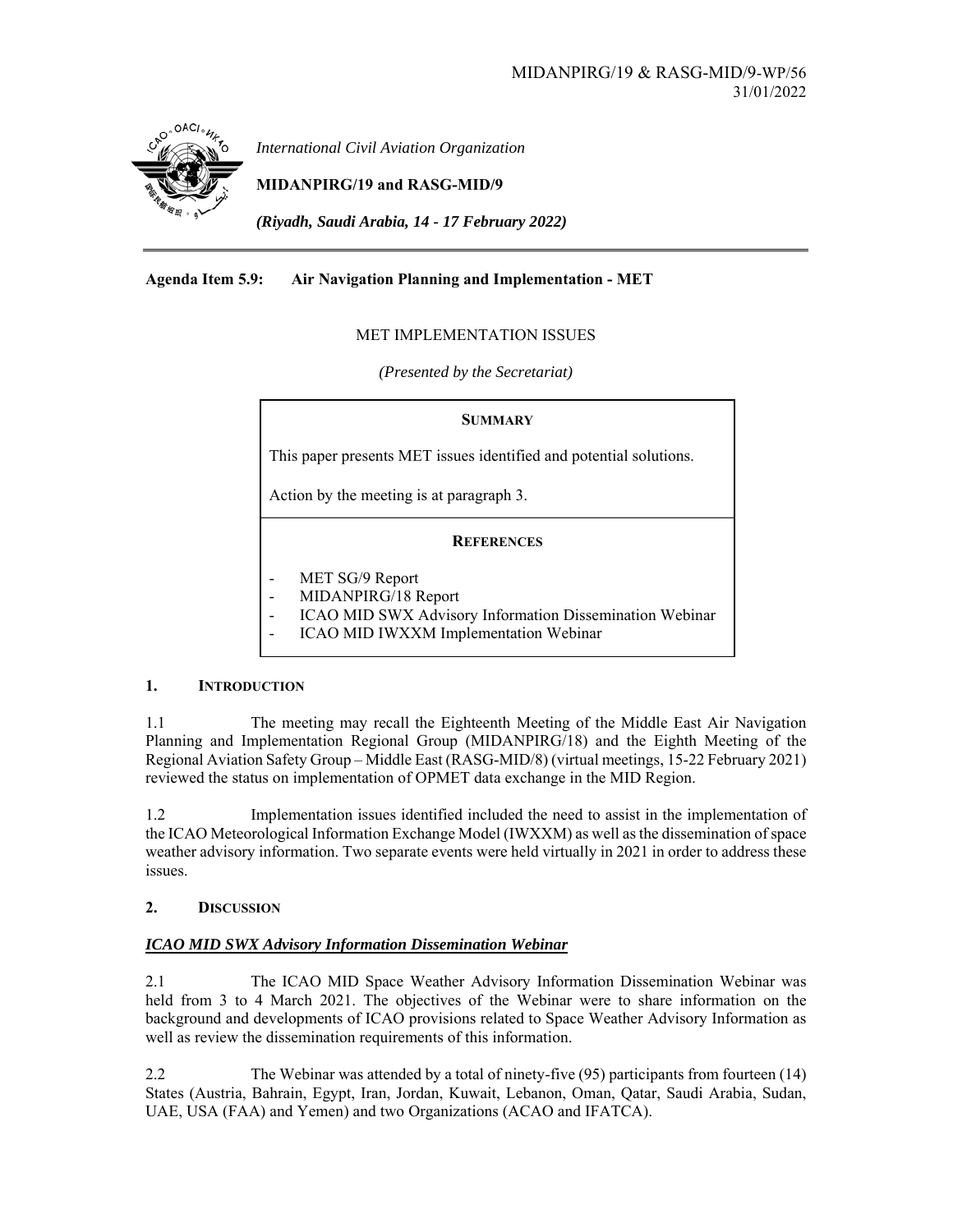MIDANPIRG/19 & RASG-MID/9-WP/56
31/01/2022

*International Civil Aviation Organization*

**MIDANPIRG/19 and RASG-MID/9**

***(Riyadh, Saudi Arabia, 14 - 17 February 2022)***

**Agenda Item 5.9: Air Navigation Planning and Implementation - MET**

MET IMPLEMENTATION ISSUES

*(Presented by the Secretariat)*

**SUMMARY**

This paper presents MET issues identified and potential solutions.

Action by the meeting is at paragraph 3.

**REFERENCES**

- MET SG/9 Report
- MIDANPIRG/18 Report
- ICAO MID SWX Advisory Information Dissemination Webinar
- ICAO MID IWXXM Implementation Webinar

## 1. INTRODUCTION

1.1 The meeting may recall the Eighteenth Meeting of the Middle East Air Navigation Planning and Implementation Regional Group (MIDANPIRG/18) and the Eighth Meeting of the Regional Aviation Safety Group – Middle East (RASG-MID/8) (virtual meetings, 15-22 February 2021) reviewed the status on implementation of OPMET data exchange in the MID Region.

1.2 Implementation issues identified included the need to assist in the implementation of the ICAO Meteorological Information Exchange Model (IWXXM) as well as the dissemination of space weather advisory information. Two separate events were held virtually in 2021 in order to address these issues.

## 2. DISCUSSION

***ICAO MID SWX Advisory Information Dissemination Webinar***

2.1 The ICAO MID Space Weather Advisory Information Dissemination Webinar was held from 3 to 4 March 2021. The objectives of the Webinar were to share information on the background and developments of ICAO provisions related to Space Weather Advisory Information as well as review the dissemination requirements of this information.

2.2 The Webinar was attended by a total of ninety-five (95) participants from fourteen (14) States (Austria, Bahrain, Egypt, Iran, Jordan, Kuwait, Lebanon, Oman, Qatar, Saudi Arabia, Sudan, UAE, USA (FAA) and Yemen) and two Organizations (ACAO and IFATCA).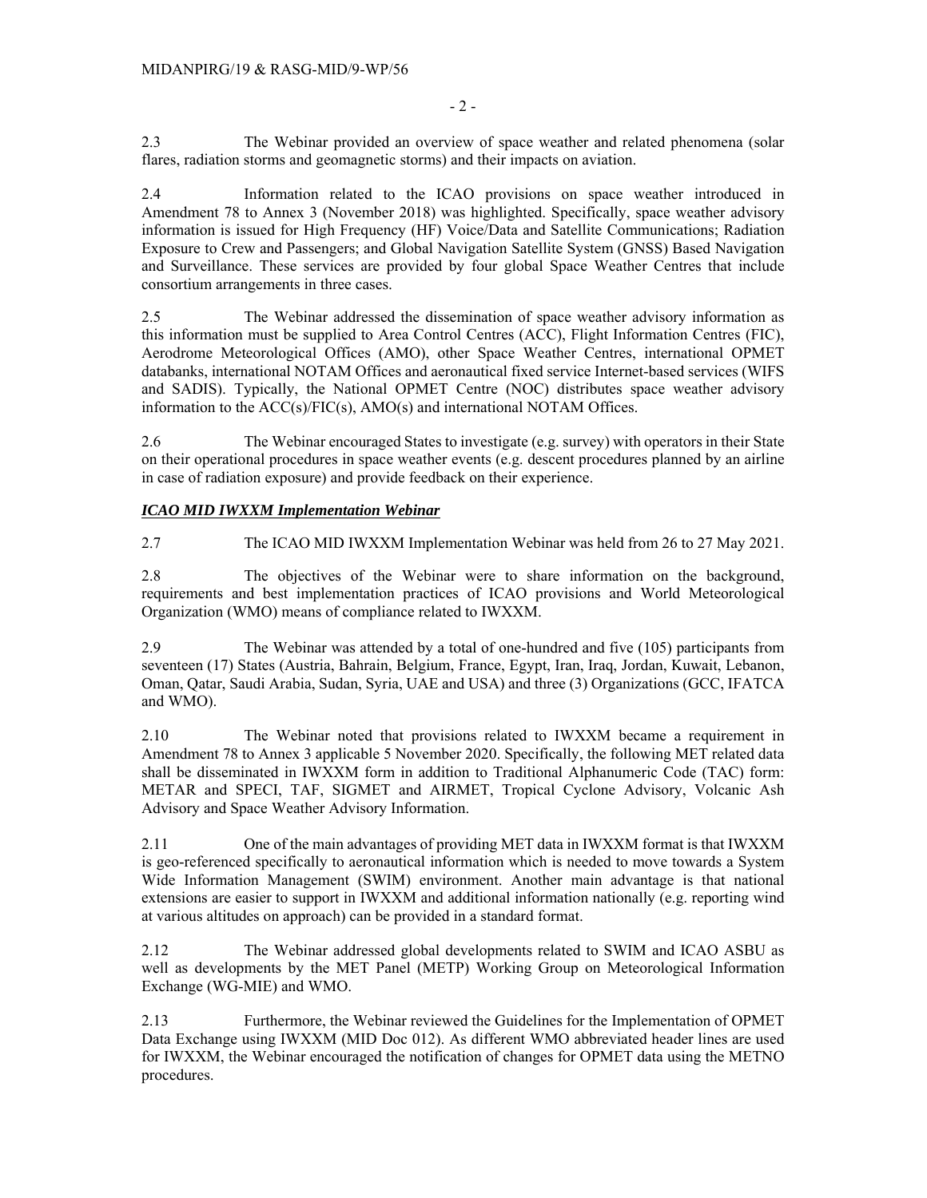2.3 The Webinar provided an overview of space weather and related phenomena (solar flares, radiation storms and geomagnetic storms) and their impacts on aviation.

2.4 Information related to the ICAO provisions on space weather introduced in Amendment 78 to Annex 3 (November 2018) was highlighted. Specifically, space weather advisory information is issued for High Frequency (HF) Voice/Data and Satellite Communications; Radiation Exposure to Crew and Passengers; and Global Navigation Satellite System (GNSS) Based Navigation and Surveillance. These services are provided by four global Space Weather Centres that include consortium arrangements in three cases.

2.5 The Webinar addressed the dissemination of space weather advisory information as this information must be supplied to Area Control Centres (ACC), Flight Information Centres (FIC), Aerodrome Meteorological Offices (AMO), other Space Weather Centres, international OPMET databanks, international NOTAM Offices and aeronautical fixed service Internet-based services (WIFS and SADIS). Typically, the National OPMET Centre (NOC) distributes space weather advisory information to the ACC(s)/FIC(s), AMO(s) and international NOTAM Offices.

2.6 The Webinar encouraged States to investigate (e.g. survey) with operators in their State on their operational procedures in space weather events (e.g. descent procedures planned by an airline in case of radiation exposure) and provide feedback on their experience.

***ICAO MID IWXXM Implementation Webinar***

2.7 The ICAO MID IWXXM Implementation Webinar was held from 26 to 27 May 2021.

2.8 The objectives of the Webinar were to share information on the background, requirements and best implementation practices of ICAO provisions and World Meteorological Organization (WMO) means of compliance related to IWXXM.

2.9 The Webinar was attended by a total of one-hundred and five (105) participants from seventeen (17) States (Austria, Bahrain, Belgium, France, Egypt, Iran, Iraq, Jordan, Kuwait, Lebanon, Oman, Qatar, Saudi Arabia, Sudan, Syria, UAE and USA) and three (3) Organizations (GCC, IFATCA and WMO).

2.10 The Webinar noted that provisions related to IWXXM became a requirement in Amendment 78 to Annex 3 applicable 5 November 2020. Specifically, the following MET related data shall be disseminated in IWXXM form in addition to Traditional Alphanumeric Code (TAC) form: METAR and SPECI, TAF, SIGMET and AIRMET, Tropical Cyclone Advisory, Volcanic Ash Advisory and Space Weather Advisory Information.

2.11 One of the main advantages of providing MET data in IWXXM format is that IWXXM is geo-referenced specifically to aeronautical information which is needed to move towards a System Wide Information Management (SWIM) environment. Another main advantage is that national extensions are easier to support in IWXXM and additional information nationally (e.g. reporting wind at various altitudes on approach) can be provided in a standard format.

2.12 The Webinar addressed global developments related to SWIM and ICAO ASBU as well as developments by the MET Panel (METP) Working Group on Meteorological Information Exchange (WG-MIE) and WMO.

2.13 Furthermore, the Webinar reviewed the Guidelines for the Implementation of OPMET Data Exchange using IWXXM (MID Doc 012). As different WMO abbreviated header lines are used for IWXXM, the Webinar encouraged the notification of changes for OPMET data using the METNO procedures.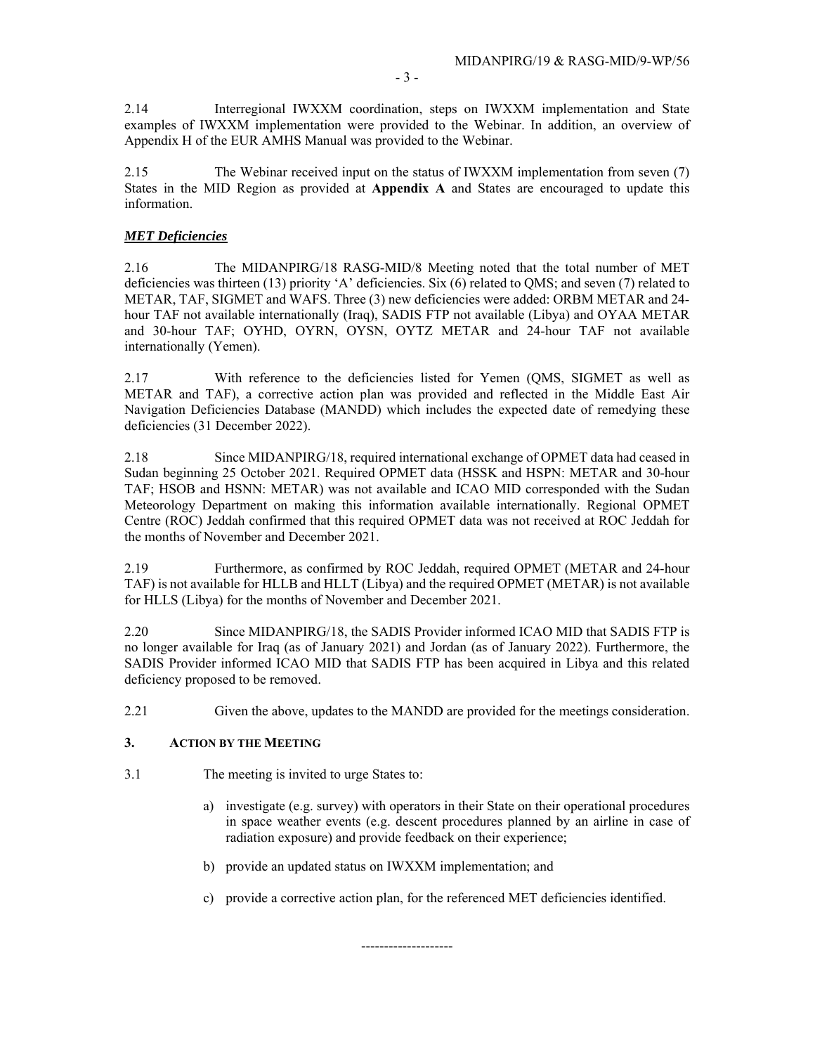2.14 Interregional IWXXM coordination, steps on IWXXM implementation and State examples of IWXXM implementation were provided to the Webinar. In addition, an overview of Appendix H of the EUR AMHS Manual was provided to the Webinar.

2.15 The Webinar received input on the status of IWXXM implementation from seven (7) States in the MID Region as provided at **Appendix A** and States are encouraged to update this information.

***MET Deficiencies***

2.16 The MIDANPIRG/18 RASG-MID/8 Meeting noted that the total number of MET deficiencies was thirteen (13) priority 'A' deficiencies. Six (6) related to QMS; and seven (7) related to METAR, TAF, SIGMET and WAFS. Three (3) new deficiencies were added: ORBM METAR and 24-hour TAF not available internationally (Iraq), SADIS FTP not available (Libya) and OYAA METAR and 30-hour TAF; OYHD, OYRN, OYSN, OYTZ METAR and 24-hour TAF not available internationally (Yemen).

2.17 With reference to the deficiencies listed for Yemen (QMS, SIGMET as well as METAR and TAF), a corrective action plan was provided and reflected in the Middle East Air Navigation Deficiencies Database (MANDD) which includes the expected date of remedying these deficiencies (31 December 2022).

2.18 Since MIDANPIRG/18, required international exchange of OPMET data had ceased in Sudan beginning 25 October 2021. Required OPMET data (HSSK and HSPN: METAR and 30-hour TAF; HSOB and HSNN: METAR) was not available and ICAO MID corresponded with the Sudan Meteorology Department on making this information available internationally. Regional OPMET Centre (ROC) Jeddah confirmed that this required OPMET data was not received at ROC Jeddah for the months of November and December 2021.

2.19 Furthermore, as confirmed by ROC Jeddah, required OPMET (METAR and 24-hour TAF) is not available for HLLB and HLLT (Libya) and the required OPMET (METAR) is not available for HLLS (Libya) for the months of November and December 2021.

2.20 Since MIDANPIRG/18, the SADIS Provider informed ICAO MID that SADIS FTP is no longer available for Iraq (as of January 2021) and Jordan (as of January 2022). Furthermore, the SADIS Provider informed ICAO MID that SADIS FTP has been acquired in Libya and this related deficiency proposed to be removed.

2.21 Given the above, updates to the MANDD are provided for the meetings consideration.

## 3. ACTION BY THE MEETING

3.1 The meeting is invited to urge States to:

a) investigate (e.g. survey) with operators in their State on their operational procedures in space weather events (e.g. descent procedures planned by an airline in case of radiation exposure) and provide feedback on their experience;

b) provide an updated status on IWXXM implementation; and

c) provide a corrective action plan, for the referenced MET deficiencies identified.

--------------------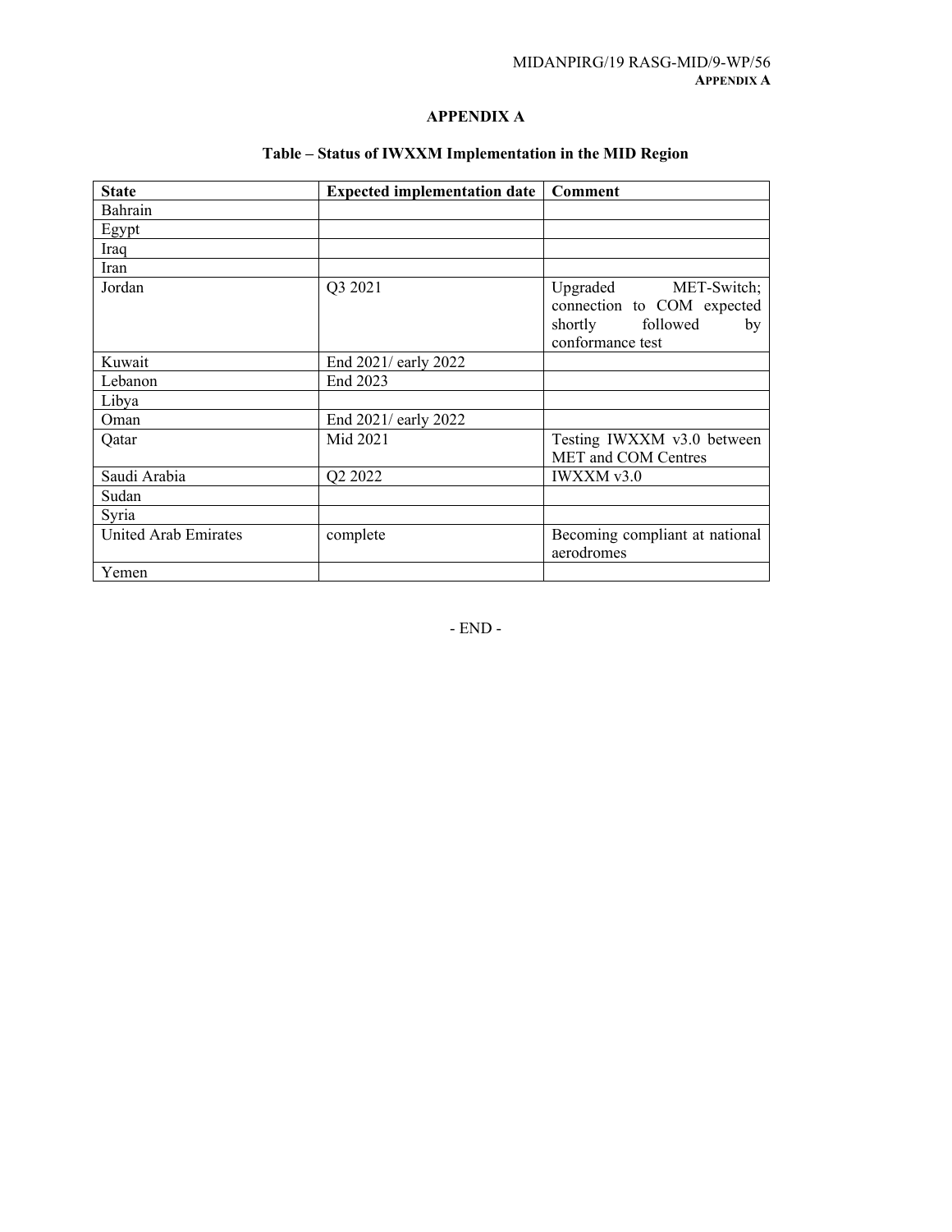## APPENDIX A

### Table – Status of IWXXM Implementation in the MID Region

| State | Expected implementation date | Comment |
|---|---|---|
| Bahrain | | |
| Egypt | | |
| Iraq | | |
| Iran | | |
| Jordan | Q3 2021 | Upgraded MET-Switch; connection to COM expected shortly followed by conformance test |
| Kuwait | End 2021/ early 2022 | |
| Lebanon | End 2023 | |
| Libya | | |
| Oman | End 2021/ early 2022 | |
| Qatar | Mid 2021 | Testing IWXXM v3.0 between MET and COM Centres |
| Saudi Arabia | Q2 2022 | IWXXM v3.0 |
| Sudan | | |
| Syria | | |
| United Arab Emirates | complete | Becoming compliant at national aerodromes |
| Yemen | | |

- END -